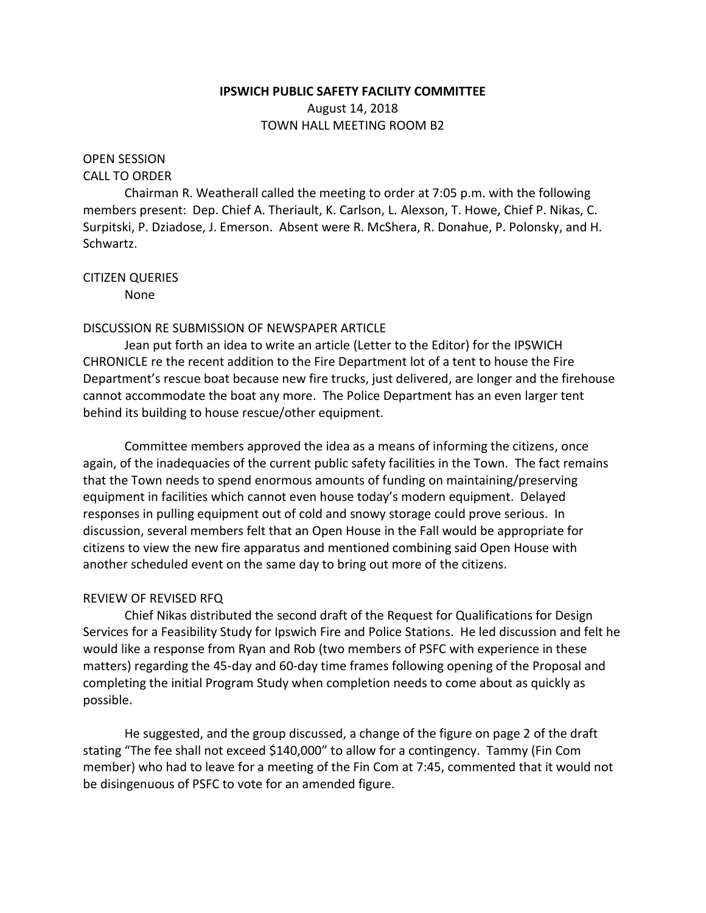**IPSWICH PUBLIC SAFETY FACILITY COMMITTEE**

August 14, 2018

TOWN HALL MEETING ROOM B2

OPEN SESSION

CALL TO ORDER

Chairman R. Weatherall called the meeting to order at 7:05 p.m. with the following members present: Dep. Chief A. Theriault, K. Carlson, L. Alexson, T. Howe, Chief P. Nikas, C. Surpitski, P. Dziadose, J. Emerson. Absent were R. McShera, R. Donahue, P. Polonsky, and H. Schwartz.

CITIZEN QUERIES

None

DISCUSSION RE SUBMISSION OF NEWSPAPER ARTICLE

Jean put forth an idea to write an article (Letter to the Editor) for the IPSWICH CHRONICLE re the recent addition to the Fire Department lot of a tent to house the Fire Department's rescue boat because new fire trucks, just delivered, are longer and the firehouse cannot accommodate the boat any more. The Police Department has an even larger tent behind its building to house rescue/other equipment.

Committee members approved the idea as a means of informing the citizens, once again, of the inadequacies of the current public safety facilities in the Town. The fact remains that the Town needs to spend enormous amounts of funding on maintaining/preserving equipment in facilities which cannot even house today's modern equipment. Delayed responses in pulling equipment out of cold and snowy storage could prove serious. In discussion, several members felt that an Open House in the Fall would be appropriate for citizens to view the new fire apparatus and mentioned combining said Open House with another scheduled event on the same day to bring out more of the citizens.

REVIEW OF REVISED RFQ

Chief Nikas distributed the second draft of the Request for Qualifications for Design Services for a Feasibility Study for Ipswich Fire and Police Stations. He led discussion and felt he would like a response from Ryan and Rob (two members of PSFC with experience in these matters) regarding the 45-day and 60-day time frames following opening of the Proposal and completing the initial Program Study when completion needs to come about as quickly as possible.

He suggested, and the group discussed, a change of the figure on page 2 of the draft stating "The fee shall not exceed $140,000" to allow for a contingency. Tammy (Fin Com member) who had to leave for a meeting of the Fin Com at 7:45, commented that it would not be disingenuous of PSFC to vote for an amended figure.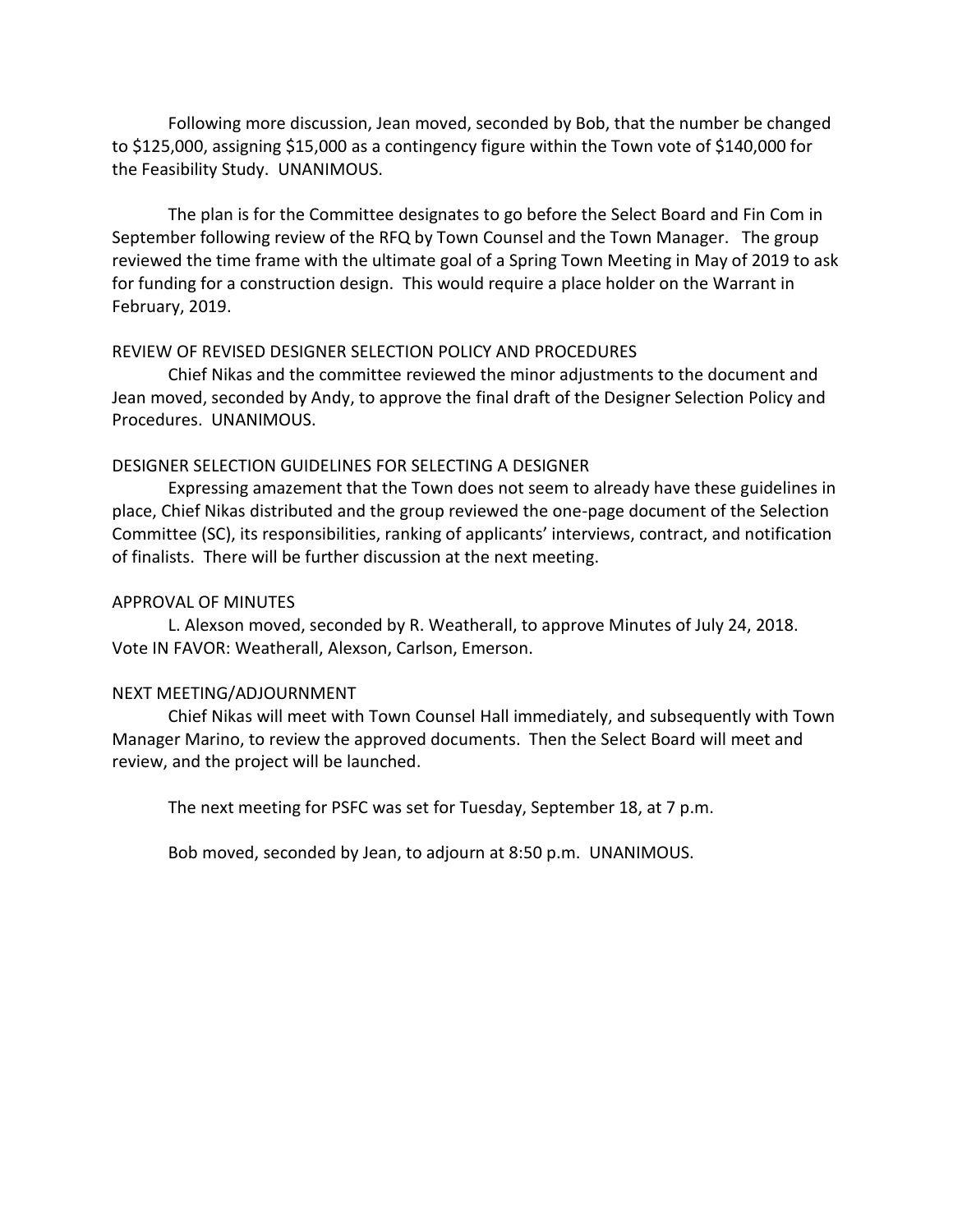Following more discussion, Jean moved, seconded by Bob, that the number be changed to $125,000, assigning $15,000 as a contingency figure within the Town vote of $140,000 for the Feasibility Study. UNANIMOUS.

The plan is for the Committee designates to go before the Select Board and Fin Com in September following review of the RFQ by Town Counsel and the Town Manager. The group reviewed the time frame with the ultimate goal of a Spring Town Meeting in May of 2019 to ask for funding for a construction design. This would require a place holder on the Warrant in February, 2019.

REVIEW OF REVISED DESIGNER SELECTION POLICY AND PROCEDURES

Chief Nikas and the committee reviewed the minor adjustments to the document and Jean moved, seconded by Andy, to approve the final draft of the Designer Selection Policy and Procedures. UNANIMOUS.

DESIGNER SELECTION GUIDELINES FOR SELECTING A DESIGNER

Expressing amazement that the Town does not seem to already have these guidelines in place, Chief Nikas distributed and the group reviewed the one-page document of the Selection Committee (SC), its responsibilities, ranking of applicants' interviews, contract, and notification of finalists. There will be further discussion at the next meeting.

APPROVAL OF MINUTES

L. Alexson moved, seconded by R. Weatherall, to approve Minutes of July 24, 2018. Vote IN FAVOR: Weatherall, Alexson, Carlson, Emerson.

NEXT MEETING/ADJOURNMENT

Chief Nikas will meet with Town Counsel Hall immediately, and subsequently with Town Manager Marino, to review the approved documents. Then the Select Board will meet and review, and the project will be launched.

The next meeting for PSFC was set for Tuesday, September 18, at 7 p.m.

Bob moved, seconded by Jean, to adjourn at 8:50 p.m. UNANIMOUS.